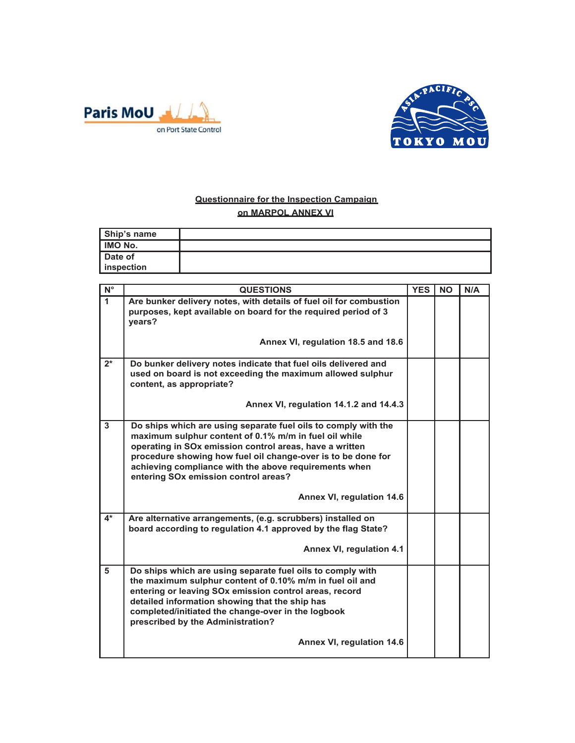Paris MoU on Port State Control

ASIA-PACIFIC PSC TOKYO MOU

**Questionnaire for the Inspection Campaign**

**on MARPOL ANNEX VI**

| Ship's name | |
|---|---|
| IMO No. | |
| Date of inspection | |

| N° | QUESTIONS | YES | NO | N/A |
|---|---|---|---|---|
| 1 | Are bunker delivery notes, with details of fuel oil for combustion purposes, kept available on board for the required period of 3 years? **Annex VI, regulation 18.5 and 18.6** | | | |
| 2* | Do bunker delivery notes indicate that fuel oils delivered and used on board is not exceeding the maximum allowed sulphur content, as appropriate? **Annex VI, regulation 14.1.2 and 14.4.3** | | | |
| 3 | Do ships which are using separate fuel oils to comply with the maximum sulphur content of 0.1% m/m in fuel oil while operating in SOx emission control areas, have a written procedure showing how fuel oil change-over is to be done for achieving compliance with the above requirements when entering SOx emission control areas? **Annex VI, regulation 14.6** | | | |
| 4* | Are alternative arrangements, (e.g. scrubbers) installed on board according to regulation 4.1 approved by the flag State? **Annex VI, regulation 4.1** | | | |
| 5 | Do ships which are using separate fuel oils to comply with the maximum sulphur content of 0.10% m/m in fuel oil and entering or leaving SOx emission control areas, record detailed information showing that the ship has completed/initiated the change-over in the logbook prescribed by the Administration? **Annex VI, regulation 14.6** | | | |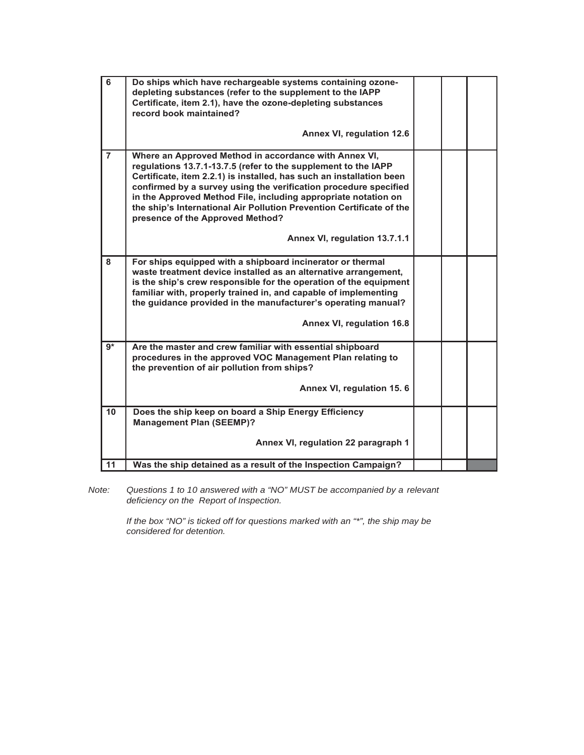| | | | | |
|---|---|---|---|---|
| 6 | **Do ships which have rechargeable systems containing ozone-depleting substances (refer to the supplement to the IAPP Certificate, item 2.1), have the ozone-depleting substances record book maintained?**<br><br>**Annex VI, regulation 12.6** | | | |
| 7 | **Where an Approved Method in accordance with Annex VI, regulations 13.7.1-13.7.5 (refer to the supplement to the IAPP Certificate, item 2.2.1) is installed, has such an installation been confirmed by a survey using the verification procedure specified in the Approved Method File, including appropriate notation on the ship's International Air Pollution Prevention Certificate of the presence of the Approved Method?**<br><br>**Annex VI, regulation 13.7.1.1** | | | |
| 8 | **For ships equipped with a shipboard incinerator or thermal waste treatment device installed as an alternative arrangement, is the ship's crew responsible for the operation of the equipment familiar with, properly trained in, and capable of implementing the guidance provided in the manufacturer's operating manual?**<br><br>**Annex VI, regulation 16.8** | | | |
| 9* | **Are the master and crew familiar with essential shipboard procedures in the approved VOC Management Plan relating to the prevention of air pollution from ships?**<br><br>**Annex VI, regulation 15. 6** | | | |
| 10 | **Does the ship keep on board a Ship Energy Efficiency Management Plan (SEEMP)?**<br><br>**Annex VI, regulation 22 paragraph 1** | | | |
| 11 | **Was the ship detained as a result of the Inspection Campaign?** | | | |

*Note: Questions 1 to 10 answered with a "NO" MUST be accompanied by a relevant deficiency on the Report of Inspection.*

*If the box "NO" is ticked off for questions marked with an "*", the ship may be considered for detention.*